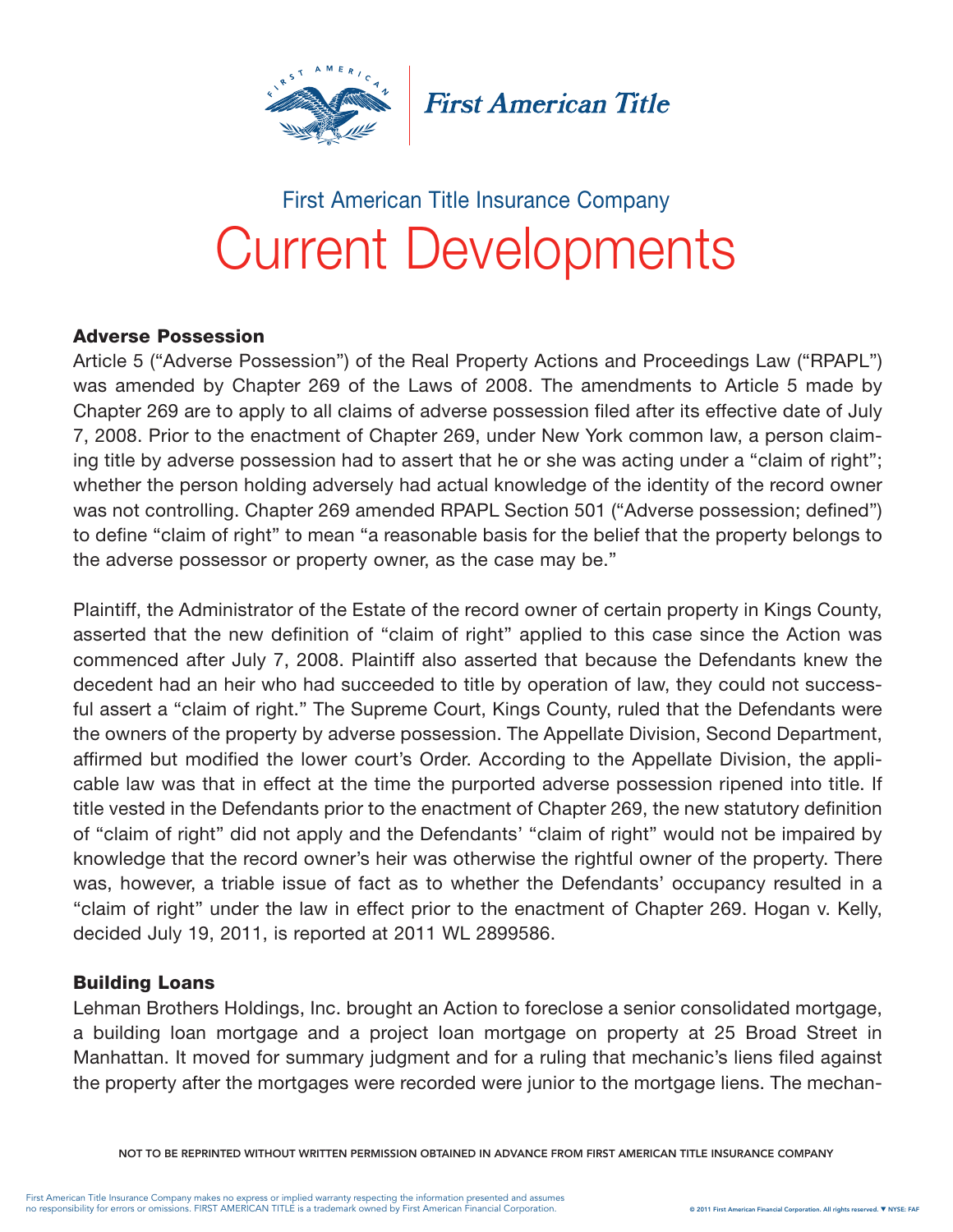First American Title Insurance Company

# Current Developments

### Adverse Possession

Article 5 ("Adverse Possession") of the Real Property Actions and Proceedings Law ("RPAPL") was amended by Chapter 269 of the Laws of 2008. The amendments to Article 5 made by Chapter 269 are to apply to all claims of adverse possession filed after its effective date of July 7, 2008. Prior to the enactment of Chapter 269, under New York common law, a person claiming title by adverse possession had to assert that he or she was acting under a "claim of right"; whether the person holding adversely had actual knowledge of the identity of the record owner was not controlling. Chapter 269 amended RPAPL Section 501 ("Adverse possession; defined") to define "claim of right" to mean "a reasonable basis for the belief that the property belongs to the adverse possessor or property owner, as the case may be."

Plaintiff, the Administrator of the Estate of the record owner of certain property in Kings County, asserted that the new definition of "claim of right" applied to this case since the Action was commenced after July 7, 2008. Plaintiff also asserted that because the Defendants knew the decedent had an heir who had succeeded to title by operation of law, they could not successful assert a "claim of right." The Supreme Court, Kings County, ruled that the Defendants were the owners of the property by adverse possession. The Appellate Division, Second Department, affirmed but modified the lower court's Order. According to the Appellate Division, the applicable law was that in effect at the time the purported adverse possession ripened into title. If title vested in the Defendants prior to the enactment of Chapter 269, the new statutory definition of "claim of right" did not apply and the Defendants' "claim of right" would not be impaired by knowledge that the record owner's heir was otherwise the rightful owner of the property. There was, however, a triable issue of fact as to whether the Defendants' occupancy resulted in a "claim of right" under the law in effect prior to the enactment of Chapter 269. Hogan v. Kelly, decided July 19, 2011, is reported at 2011 WL 2899586.

### Building Loans

Lehman Brothers Holdings, Inc. brought an Action to foreclose a senior consolidated mortgage, a building loan mortgage and a project loan mortgage on property at 25 Broad Street in Manhattan. It moved for summary judgment and for a ruling that mechanic's liens filed against the property after the mortgages were recorded were junior to the mortgage liens. The mechan-

NOT TO BE REPRINTED WITHOUT WRITTEN PERMISSION OBTAINED IN ADVANCE FROM FIRST AMERICAN TITLE INSURANCE COMPANY

First American Title Insurance Company makes no express or implied warranty respecting the information presented and assumes no responsibility for errors or omissions. FIRST AMERICAN TITLE is a trademark owned by First American Financial Corporation.

© 2011 First American Financial Corporation. All rights reserved. ▼ NYSE: FAF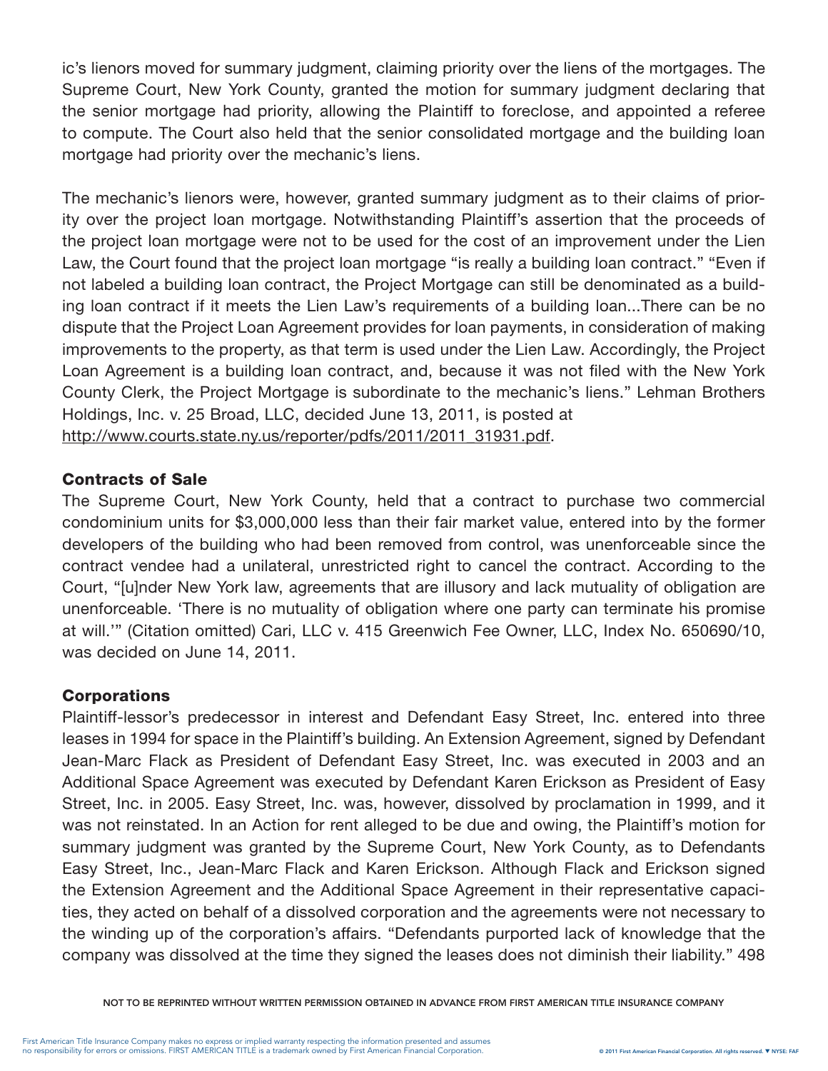ic's lienors moved for summary judgment, claiming priority over the liens of the mortgages. The Supreme Court, New York County, granted the motion for summary judgment declaring that the senior mortgage had priority, allowing the Plaintiff to foreclose, and appointed a referee to compute. The Court also held that the senior consolidated mortgage and the building loan mortgage had priority over the mechanic's liens.

The mechanic's lienors were, however, granted summary judgment as to their claims of priority over the project loan mortgage. Notwithstanding Plaintiff's assertion that the proceeds of the project loan mortgage were not to be used for the cost of an improvement under the Lien Law, the Court found that the project loan mortgage "is really a building loan contract." "Even if not labeled a building loan contract, the Project Mortgage can still be denominated as a building loan contract if it meets the Lien Law's requirements of a building loan...There can be no dispute that the Project Loan Agreement provides for loan payments, in consideration of making improvements to the property, as that term is used under the Lien Law. Accordingly, the Project Loan Agreement is a building loan contract, and, because it was not filed with the New York County Clerk, the Project Mortgage is subordinate to the mechanic's liens." Lehman Brothers Holdings, Inc. v. 25 Broad, LLC, decided June 13, 2011, is posted at http://www.courts.state.ny.us/reporter/pdfs/2011/2011_31931.pdf.

### Contracts of Sale

The Supreme Court, New York County, held that a contract to purchase two commercial condominium units for $3,000,000 less than their fair market value, entered into by the former developers of the building who had been removed from control, was unenforceable since the contract vendee had a unilateral, unrestricted right to cancel the contract. According to the Court, "[u]nder New York law, agreements that are illusory and lack mutuality of obligation are unenforceable. 'There is no mutuality of obligation where one party can terminate his promise at will.'" (Citation omitted) Cari, LLC v. 415 Greenwich Fee Owner, LLC, Index No. 650690/10, was decided on June 14, 2011.

### Corporations

Plaintiff-lessor's predecessor in interest and Defendant Easy Street, Inc. entered into three leases in 1994 for space in the Plaintiff's building. An Extension Agreement, signed by Defendant Jean-Marc Flack as President of Defendant Easy Street, Inc. was executed in 2003 and an Additional Space Agreement was executed by Defendant Karen Erickson as President of Easy Street, Inc. in 2005. Easy Street, Inc. was, however, dissolved by proclamation in 1999, and it was not reinstated. In an Action for rent alleged to be due and owing, the Plaintiff's motion for summary judgment was granted by the Supreme Court, New York County, as to Defendants Easy Street, Inc., Jean-Marc Flack and Karen Erickson. Although Flack and Erickson signed the Extension Agreement and the Additional Space Agreement in their representative capacities, they acted on behalf of a dissolved corporation and the agreements were not necessary to the winding up of the corporation's affairs. "Defendants purported lack of knowledge that the company was dissolved at the time they signed the leases does not diminish their liability." 498

NOT TO BE REPRINTED WITHOUT WRITTEN PERMISSION OBTAINED IN ADVANCE FROM FIRST AMERICAN TITLE INSURANCE COMPANY

First American Title Insurance Company makes no express or implied warranty respecting the information presented and assumes no responsibility for errors or omissions. FIRST AMERICAN TITLE is a trademark owned by First American Financial Corporation.

© 2011 First American Financial Corporation. All rights reserved. ▼ NYSE: FAF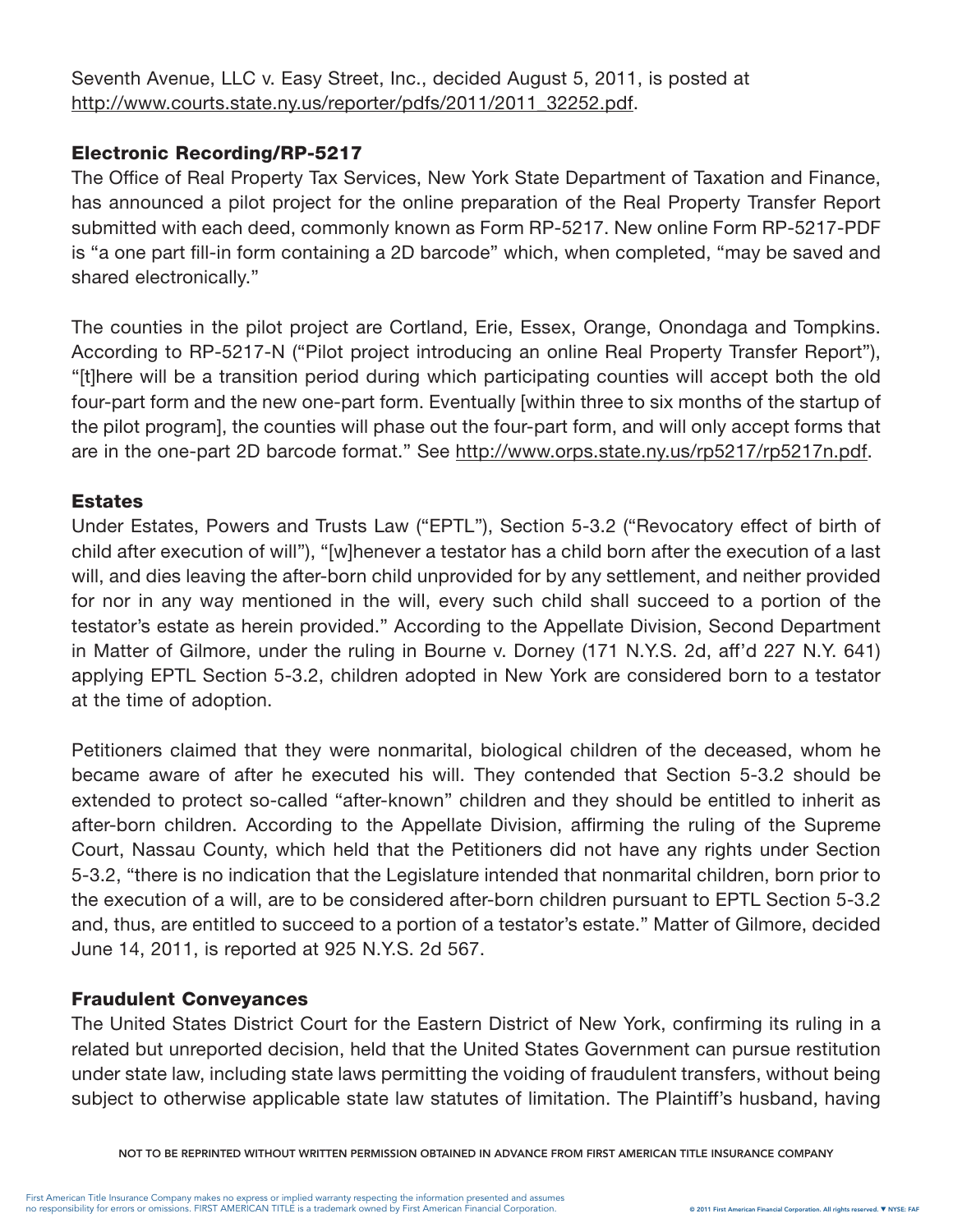Seventh Avenue, LLC v. Easy Street, Inc., decided August 5, 2011, is posted at http://www.courts.state.ny.us/reporter/pdfs/2011/2011_32252.pdf.

### Electronic Recording/RP-5217

The Office of Real Property Tax Services, New York State Department of Taxation and Finance, has announced a pilot project for the online preparation of the Real Property Transfer Report submitted with each deed, commonly known as Form RP-5217. New online Form RP-5217-PDF is "a one part fill-in form containing a 2D barcode" which, when completed, "may be saved and shared electronically."

The counties in the pilot project are Cortland, Erie, Essex, Orange, Onondaga and Tompkins. According to RP-5217-N ("Pilot project introducing an online Real Property Transfer Report"), "[t]here will be a transition period during which participating counties will accept both the old four-part form and the new one-part form. Eventually [within three to six months of the startup of the pilot program], the counties will phase out the four-part form, and will only accept forms that are in the one-part 2D barcode format." See http://www.orps.state.ny.us/rp5217/rp5217n.pdf.

### Estates

Under Estates, Powers and Trusts Law ("EPTL"), Section 5-3.2 ("Revocatory effect of birth of child after execution of will"), "[w]henever a testator has a child born after the execution of a last will, and dies leaving the after-born child unprovided for by any settlement, and neither provided for nor in any way mentioned in the will, every such child shall succeed to a portion of the testator's estate as herein provided." According to the Appellate Division, Second Department in Matter of Gilmore, under the ruling in Bourne v. Dorney (171 N.Y.S. 2d, aff'd 227 N.Y. 641) applying EPTL Section 5-3.2, children adopted in New York are considered born to a testator at the time of adoption.

Petitioners claimed that they were nonmarital, biological children of the deceased, whom he became aware of after he executed his will. They contended that Section 5-3.2 should be extended to protect so-called "after-known" children and they should be entitled to inherit as after-born children. According to the Appellate Division, affirming the ruling of the Supreme Court, Nassau County, which held that the Petitioners did not have any rights under Section 5-3.2, "there is no indication that the Legislature intended that nonmarital children, born prior to the execution of a will, are to be considered after-born children pursuant to EPTL Section 5-3.2 and, thus, are entitled to succeed to a portion of a testator's estate." Matter of Gilmore, decided June 14, 2011, is reported at 925 N.Y.S. 2d 567.

### Fraudulent Conveyances

The United States District Court for the Eastern District of New York, confirming its ruling in a related but unreported decision, held that the United States Government can pursue restitution under state law, including state laws permitting the voiding of fraudulent transfers, without being subject to otherwise applicable state law statutes of limitation. The Plaintiff's husband, having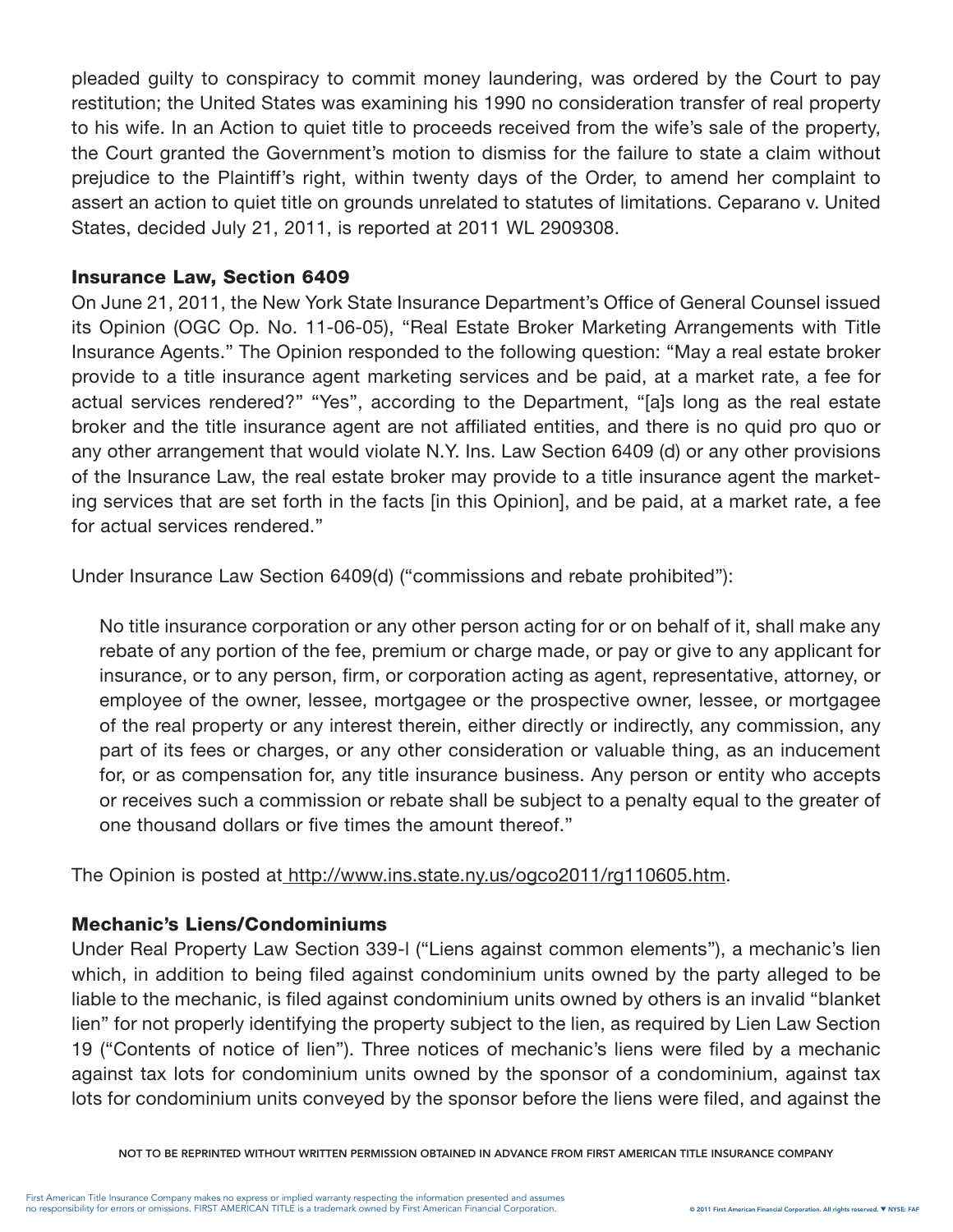pleaded guilty to conspiracy to commit money laundering, was ordered by the Court to pay restitution; the United States was examining his 1990 no consideration transfer of real property to his wife. In an Action to quiet title to proceeds received from the wife's sale of the property, the Court granted the Government's motion to dismiss for the failure to state a claim without prejudice to the Plaintiff's right, within twenty days of the Order, to amend her complaint to assert an action to quiet title on grounds unrelated to statutes of limitations. Ceparano v. United States, decided July 21, 2011, is reported at 2011 WL 2909308.

### Insurance Law, Section 6409

On June 21, 2011, the New York State Insurance Department's Office of General Counsel issued its Opinion (OGC Op. No. 11-06-05), "Real Estate Broker Marketing Arrangements with Title Insurance Agents." The Opinion responded to the following question: "May a real estate broker provide to a title insurance agent marketing services and be paid, at a market rate, a fee for actual services rendered?" "Yes", according to the Department, "[a]s long as the real estate broker and the title insurance agent are not affiliated entities, and there is no quid pro quo or any other arrangement that would violate N.Y. Ins. Law Section 6409 (d) or any other provisions of the Insurance Law, the real estate broker may provide to a title insurance agent the marketing services that are set forth in the facts [in this Opinion], and be paid, at a market rate, a fee for actual services rendered."

Under Insurance Law Section 6409(d) ("commissions and rebate prohibited"):

> No title insurance corporation or any other person acting for or on behalf of it, shall make any rebate of any portion of the fee, premium or charge made, or pay or give to any applicant for insurance, or to any person, firm, or corporation acting as agent, representative, attorney, or employee of the owner, lessee, mortgagee or the prospective owner, lessee, or mortgagee of the real property or any interest therein, either directly or indirectly, any commission, any part of its fees or charges, or any other consideration or valuable thing, as an inducement for, or as compensation for, any title insurance business. Any person or entity who accepts or receives such a commission or rebate shall be subject to a penalty equal to the greater of one thousand dollars or five times the amount thereof."

The Opinion is posted at http://www.ins.state.ny.us/ogco2011/rg110605.htm.

### Mechanic's Liens/Condominiums

Under Real Property Law Section 339-l ("Liens against common elements"), a mechanic's lien which, in addition to being filed against condominium units owned by the party alleged to be liable to the mechanic, is filed against condominium units owned by others is an invalid "blanket lien" for not properly identifying the property subject to the lien, as required by Lien Law Section 19 ("Contents of notice of lien"). Three notices of mechanic's liens were filed by a mechanic against tax lots for condominium units owned by the sponsor of a condominium, against tax lots for condominium units conveyed by the sponsor before the liens were filed, and against the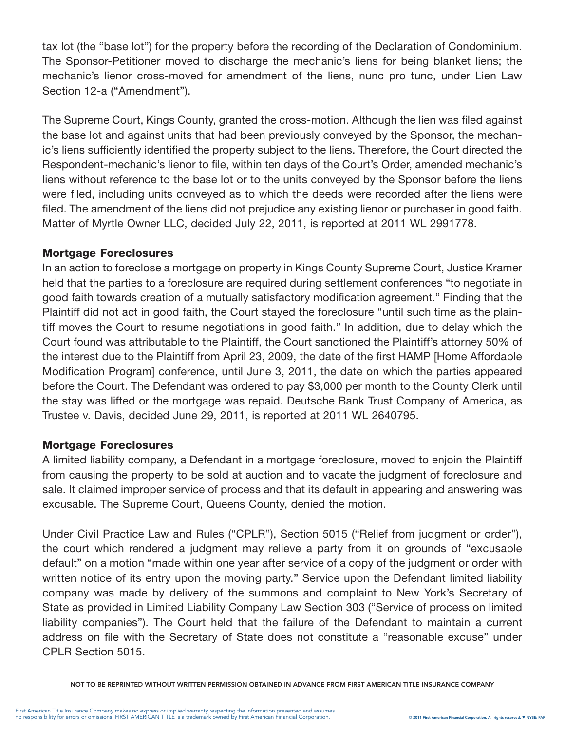tax lot (the "base lot") for the property before the recording of the Declaration of Condominium. The Sponsor-Petitioner moved to discharge the mechanic's liens for being blanket liens; the mechanic's lienor cross-moved for amendment of the liens, nunc pro tunc, under Lien Law Section 12-a ("Amendment").

The Supreme Court, Kings County, granted the cross-motion. Although the lien was filed against the base lot and against units that had been previously conveyed by the Sponsor, the mechanic's liens sufficiently identified the property subject to the liens. Therefore, the Court directed the Respondent-mechanic's lienor to file, within ten days of the Court's Order, amended mechanic's liens without reference to the base lot or to the units conveyed by the Sponsor before the liens were filed, including units conveyed as to which the deeds were recorded after the liens were filed. The amendment of the liens did not prejudice any existing lienor or purchaser in good faith. Matter of Myrtle Owner LLC, decided July 22, 2011, is reported at 2011 WL 2991778.

### Mortgage Foreclosures

In an action to foreclose a mortgage on property in Kings County Supreme Court, Justice Kramer held that the parties to a foreclosure are required during settlement conferences "to negotiate in good faith towards creation of a mutually satisfactory modification agreement." Finding that the Plaintiff did not act in good faith, the Court stayed the foreclosure "until such time as the plaintiff moves the Court to resume negotiations in good faith." In addition, due to delay which the Court found was attributable to the Plaintiff, the Court sanctioned the Plaintiff's attorney 50% of the interest due to the Plaintiff from April 23, 2009, the date of the first HAMP [Home Affordable Modification Program] conference, until June 3, 2011, the date on which the parties appeared before the Court. The Defendant was ordered to pay $3,000 per month to the County Clerk until the stay was lifted or the mortgage was repaid. Deutsche Bank Trust Company of America, as Trustee v. Davis, decided June 29, 2011, is reported at 2011 WL 2640795.

### Mortgage Foreclosures

A limited liability company, a Defendant in a mortgage foreclosure, moved to enjoin the Plaintiff from causing the property to be sold at auction and to vacate the judgment of foreclosure and sale. It claimed improper service of process and that its default in appearing and answering was excusable. The Supreme Court, Queens County, denied the motion.

Under Civil Practice Law and Rules ("CPLR"), Section 5015 ("Relief from judgment or order"), the court which rendered a judgment may relieve a party from it on grounds of "excusable default" on a motion "made within one year after service of a copy of the judgment or order with written notice of its entry upon the moving party." Service upon the Defendant limited liability company was made by delivery of the summons and complaint to New York's Secretary of State as provided in Limited Liability Company Law Section 303 ("Service of process on limited liability companies"). The Court held that the failure of the Defendant to maintain a current address on file with the Secretary of State does not constitute a "reasonable excuse" under CPLR Section 5015.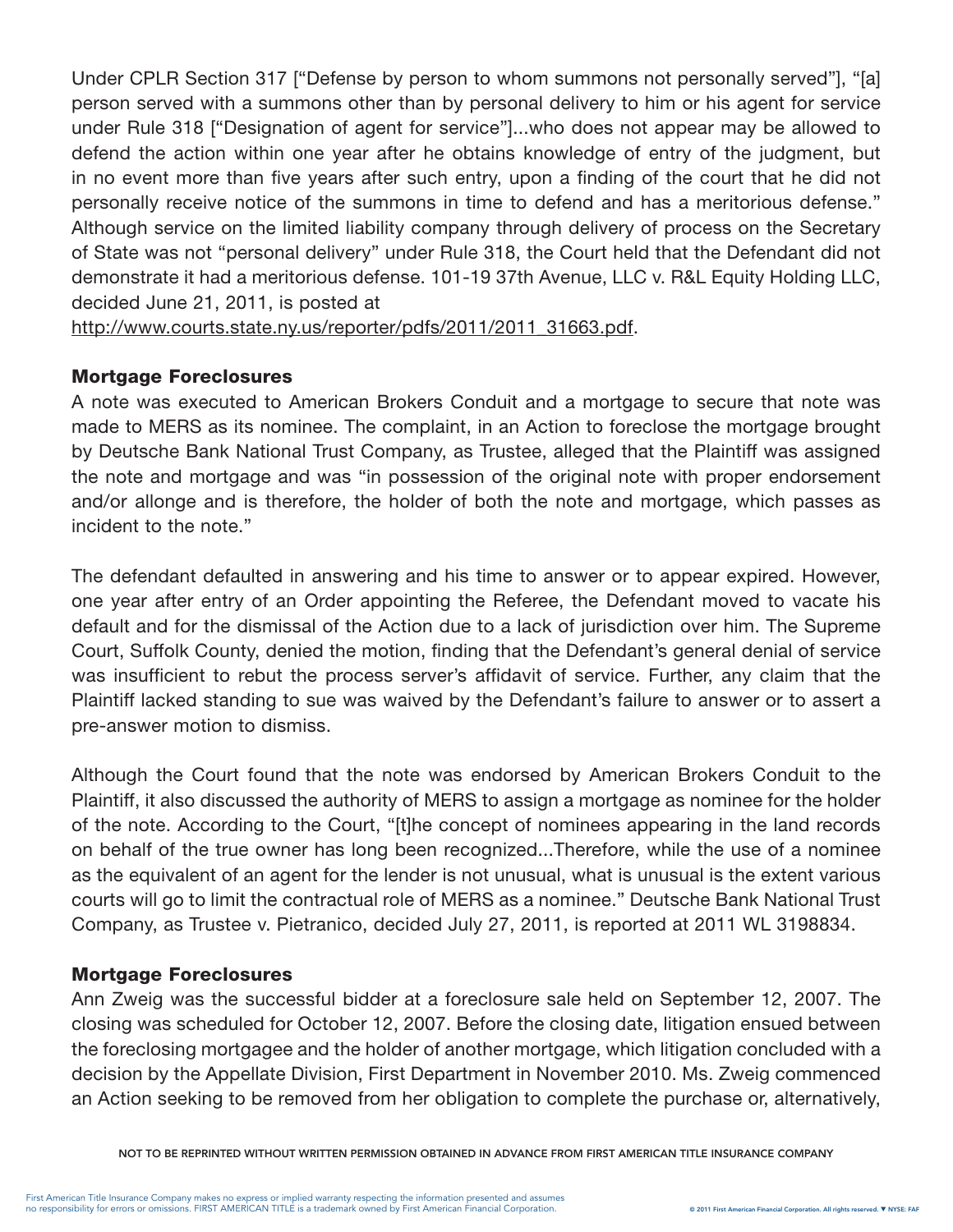Under CPLR Section 317 ["Defense by person to whom summons not personally served"], "[a] person served with a summons other than by personal delivery to him or his agent for service under Rule 318 ["Designation of agent for service"]...who does not appear may be allowed to defend the action within one year after he obtains knowledge of entry of the judgment, but in no event more than five years after such entry, upon a finding of the court that he did not personally receive notice of the summons in time to defend and has a meritorious defense." Although service on the limited liability company through delivery of process on the Secretary of State was not "personal delivery" under Rule 318, the Court held that the Defendant did not demonstrate it had a meritorious defense. 101-19 37th Avenue, LLC v. R&L Equity Holding LLC, decided June 21, 2011, is posted at http://www.courts.state.ny.us/reporter/pdfs/2011/2011_31663.pdf.

### Mortgage Foreclosures

A note was executed to American Brokers Conduit and a mortgage to secure that note was made to MERS as its nominee. The complaint, in an Action to foreclose the mortgage brought by Deutsche Bank National Trust Company, as Trustee, alleged that the Plaintiff was assigned the note and mortgage and was "in possession of the original note with proper endorsement and/or allonge and is therefore, the holder of both the note and mortgage, which passes as incident to the note."

The defendant defaulted in answering and his time to answer or to appear expired. However, one year after entry of an Order appointing the Referee, the Defendant moved to vacate his default and for the dismissal of the Action due to a lack of jurisdiction over him. The Supreme Court, Suffolk County, denied the motion, finding that the Defendant's general denial of service was insufficient to rebut the process server's affidavit of service. Further, any claim that the Plaintiff lacked standing to sue was waived by the Defendant's failure to answer or to assert a pre-answer motion to dismiss.

Although the Court found that the note was endorsed by American Brokers Conduit to the Plaintiff, it also discussed the authority of MERS to assign a mortgage as nominee for the holder of the note. According to the Court, "[t]he concept of nominees appearing in the land records on behalf of the true owner has long been recognized...Therefore, while the use of a nominee as the equivalent of an agent for the lender is not unusual, what is unusual is the extent various courts will go to limit the contractual role of MERS as a nominee." Deutsche Bank National Trust Company, as Trustee v. Pietranico, decided July 27, 2011, is reported at 2011 WL 3198834.

### Mortgage Foreclosures

Ann Zweig was the successful bidder at a foreclosure sale held on September 12, 2007. The closing was scheduled for October 12, 2007. Before the closing date, litigation ensued between the foreclosing mortgagee and the holder of another mortgage, which litigation concluded with a decision by the Appellate Division, First Department in November 2010. Ms. Zweig commenced an Action seeking to be removed from her obligation to complete the purchase or, alternatively,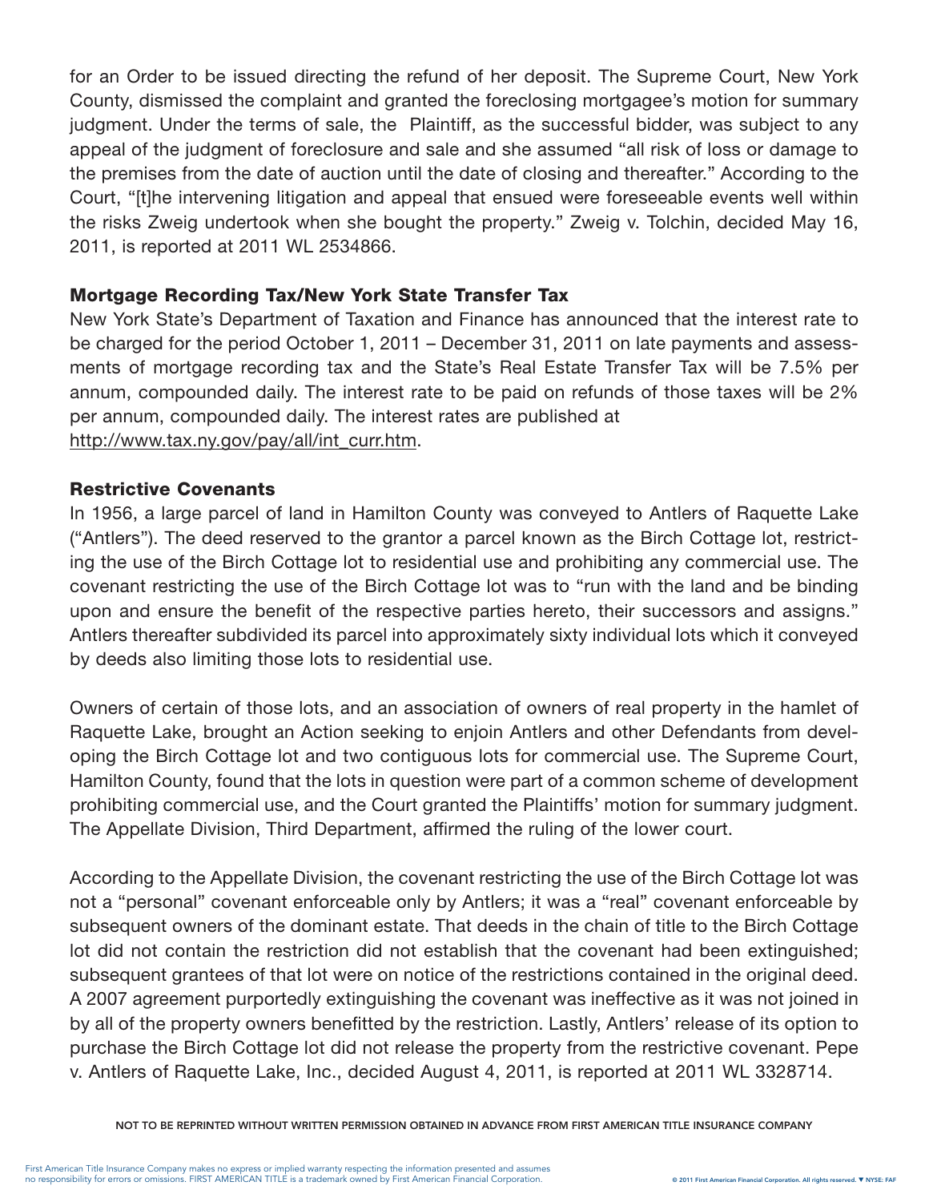for an Order to be issued directing the refund of her deposit. The Supreme Court, New York County, dismissed the complaint and granted the foreclosing mortgagee's motion for summary judgment. Under the terms of sale, the Plaintiff, as the successful bidder, was subject to any appeal of the judgment of foreclosure and sale and she assumed "all risk of loss or damage to the premises from the date of auction until the date of closing and thereafter." According to the Court, "[t]he intervening litigation and appeal that ensued were foreseeable events well within the risks Zweig undertook when she bought the property." Zweig v. Tolchin, decided May 16, 2011, is reported at 2011 WL 2534866.

### Mortgage Recording Tax/New York State Transfer Tax

New York State's Department of Taxation and Finance has announced that the interest rate to be charged for the period October 1, 2011 – December 31, 2011 on late payments and assessments of mortgage recording tax and the State's Real Estate Transfer Tax will be 7.5% per annum, compounded daily. The interest rate to be paid on refunds of those taxes will be 2% per annum, compounded daily. The interest rates are published at http://www.tax.ny.gov/pay/all/int_curr.htm.

### Restrictive Covenants

In 1956, a large parcel of land in Hamilton County was conveyed to Antlers of Raquette Lake ("Antlers"). The deed reserved to the grantor a parcel known as the Birch Cottage lot, restricting the use of the Birch Cottage lot to residential use and prohibiting any commercial use. The covenant restricting the use of the Birch Cottage lot was to "run with the land and be binding upon and ensure the benefit of the respective parties hereto, their successors and assigns." Antlers thereafter subdivided its parcel into approximately sixty individual lots which it conveyed by deeds also limiting those lots to residential use.

Owners of certain of those lots, and an association of owners of real property in the hamlet of Raquette Lake, brought an Action seeking to enjoin Antlers and other Defendants from developing the Birch Cottage lot and two contiguous lots for commercial use. The Supreme Court, Hamilton County, found that the lots in question were part of a common scheme of development prohibiting commercial use, and the Court granted the Plaintiffs' motion for summary judgment. The Appellate Division, Third Department, affirmed the ruling of the lower court.

According to the Appellate Division, the covenant restricting the use of the Birch Cottage lot was not a "personal" covenant enforceable only by Antlers; it was a "real" covenant enforceable by subsequent owners of the dominant estate. That deeds in the chain of title to the Birch Cottage lot did not contain the restriction did not establish that the covenant had been extinguished; subsequent grantees of that lot were on notice of the restrictions contained in the original deed. A 2007 agreement purportedly extinguishing the covenant was ineffective as it was not joined in by all of the property owners benefitted by the restriction. Lastly, Antlers' release of its option to purchase the Birch Cottage lot did not release the property from the restrictive covenant. Pepe v. Antlers of Raquette Lake, Inc., decided August 4, 2011, is reported at 2011 WL 3328714.

NOT TO BE REPRINTED WITHOUT WRITTEN PERMISSION OBTAINED IN ADVANCE FROM FIRST AMERICAN TITLE INSURANCE COMPANY

First American Title Insurance Company makes no express or implied warranty respecting the information presented and assumes no responsibility for errors or omissions. FIRST AMERICAN TITLE is a trademark owned by First American Financial Corporation.

© 2011 First American Financial Corporation. All rights reserved. ▼ NYSE: FAF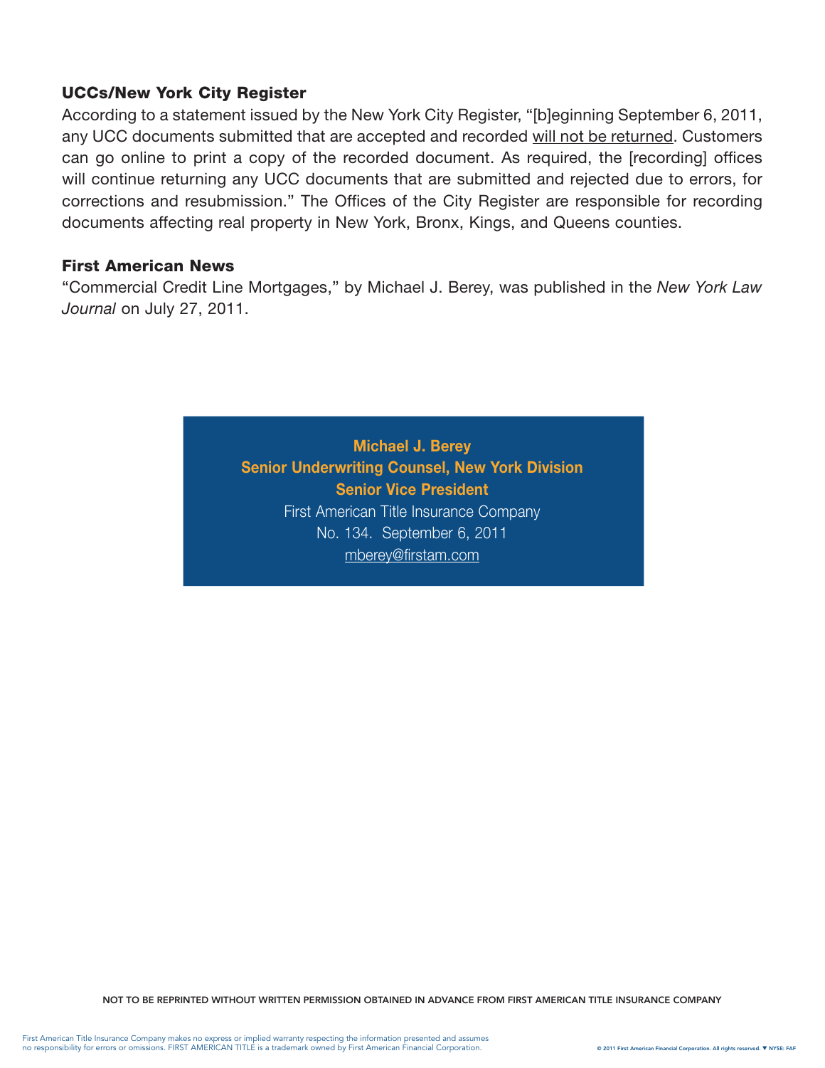## UCCs/New York City Register

According to a statement issued by the New York City Register, "[b]eginning September 6, 2011, any UCC documents submitted that are accepted and recorded will not be returned. Customers can go online to print a copy of the recorded document. As required, the [recording] offices will continue returning any UCC documents that are submitted and rejected due to errors, for corrections and resubmission." The Offices of the City Register are responsible for recording documents affecting real property in New York, Bronx, Kings, and Queens counties.

## First American News

"Commercial Credit Line Mortgages," by Michael J. Berey, was published in the *New York Law Journal* on July 27, 2011.

**Michael J. Berey**
**Senior Underwriting Counsel, New York Division**
**Senior Vice President**
First American Title Insurance Company
No. 134. September 6, 2011
mberey@firstam.com

NOT TO BE REPRINTED WITHOUT WRITTEN PERMISSION OBTAINED IN ADVANCE FROM FIRST AMERICAN TITLE INSURANCE COMPANY

First American Title Insurance Company makes no express or implied warranty respecting the information presented and assumes no responsibility for errors or omissions. FIRST AMERICAN TITLE is a trademark owned by First American Financial Corporation.

© 2011 First American Financial Corporation. All rights reserved. ▼ NYSE: FAF